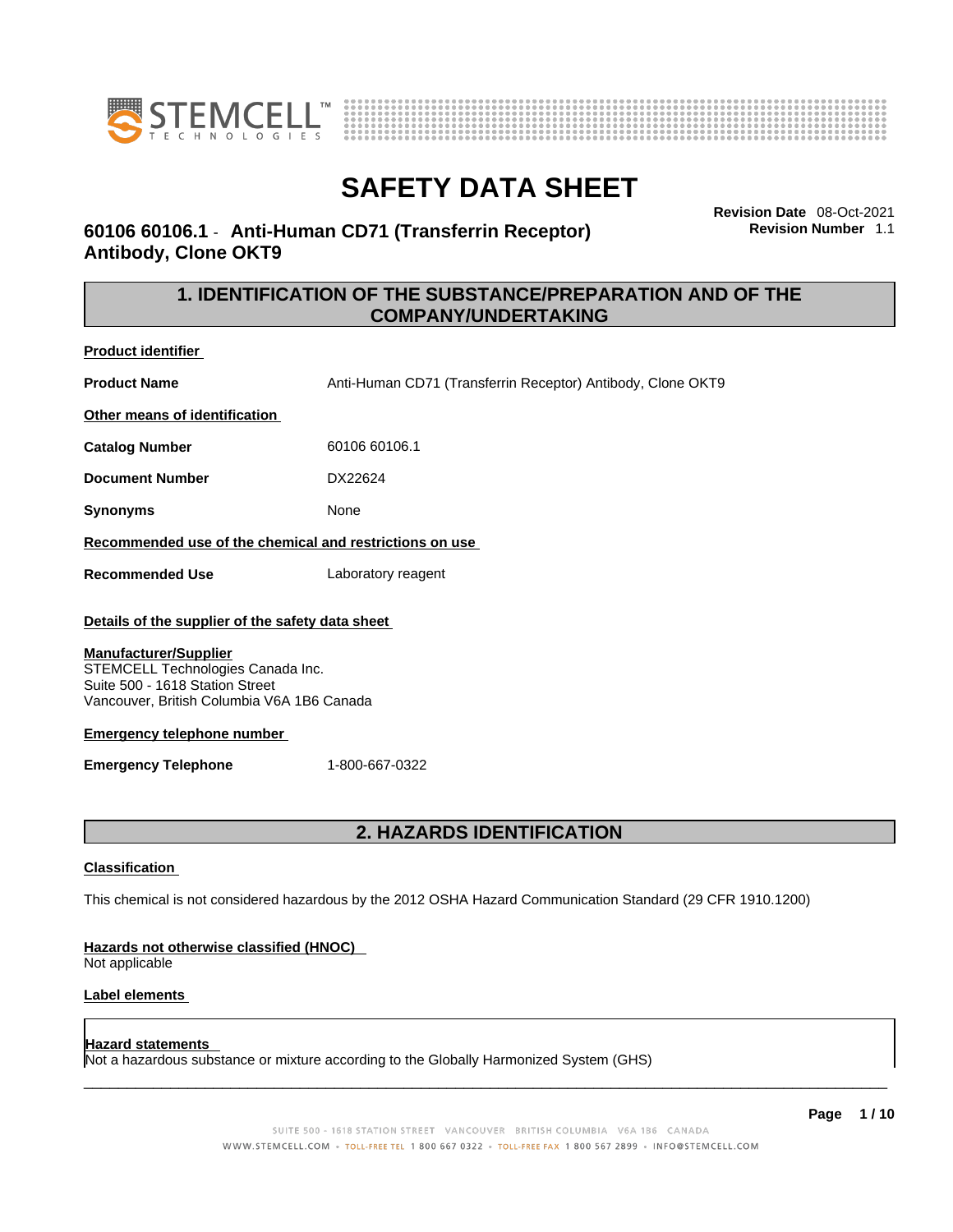# SAFETY DATA SHEET

**60106 60106.1 - Anti-Human CD71 (Transferrin Receptor) Antibody, Clone OKT9**

**Revision Date** 08-Oct-2021
**Revision Number** 1.1

## 1. IDENTIFICATION OF THE SUBSTANCE/PREPARATION AND OF THE COMPANY/UNDERTAKING

**Product identifier**

| | |
|---|---|
| **Product Name** | Anti-Human CD71 (Transferrin Receptor) Antibody, Clone OKT9 |

**Other means of identification**

| | |
|---|---|
| **Catalog Number** | 60106 60106.1 |
| **Document Number** | DX22624 |
| **Synonyms** | None |

**Recommended use of the chemical and restrictions on use**

| | |
|---|---|
| **Recommended Use** | Laboratory reagent |

**Details of the supplier of the safety data sheet**

**Manufacturer/Supplier**
STEMCELL Technologies Canada Inc.
Suite 500 - 1618 Station Street
Vancouver, British Columbia V6A 1B6 Canada

**Emergency telephone number**

| | |
|---|---|
| **Emergency Telephone** | 1-800-667-0322 |

## 2. HAZARDS IDENTIFICATION

**Classification**

This chemical is not considered hazardous by the 2012 OSHA Hazard Communication Standard (29 CFR 1910.1200)

**Hazards not otherwise classified (HNOC)**
Not applicable

**Label elements**

**Hazard statements**
Not a hazardous substance or mixture according to the Globally Harmonized System (GHS)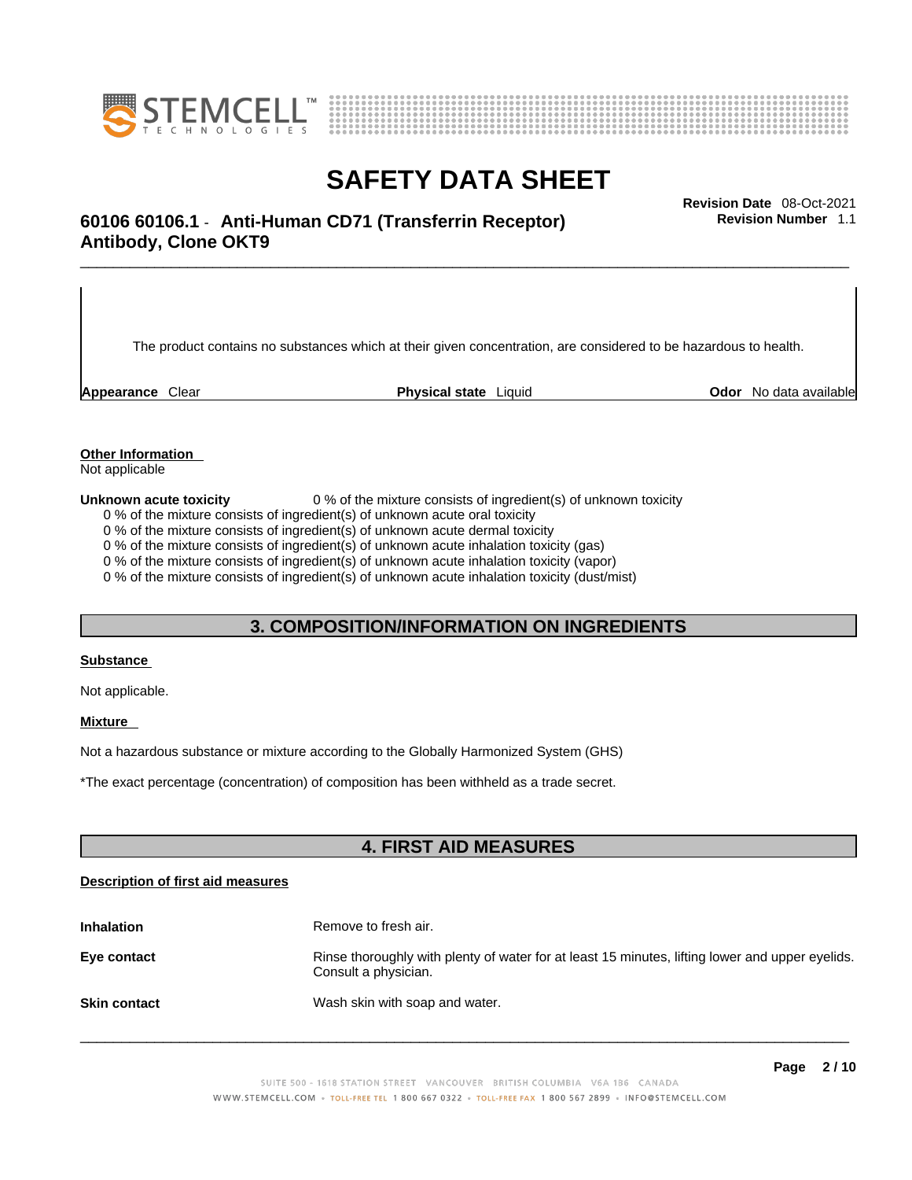The product contains no substances which at their given concentration, are considered to be hazardous to health.

**Appearance** Clear **Physical state** Liquid **Odor** No data available

**Other Information**

Not applicable

**Unknown acute toxicity** 0 % of the mixture consists of ingredient(s) of unknown toxicity

0 % of the mixture consists of ingredient(s) of unknown acute oral toxicity
0 % of the mixture consists of ingredient(s) of unknown acute dermal toxicity
0 % of the mixture consists of ingredient(s) of unknown acute inhalation toxicity (gas)
0 % of the mixture consists of ingredient(s) of unknown acute inhalation toxicity (vapor)
0 % of the mixture consists of ingredient(s) of unknown acute inhalation toxicity (dust/mist)

## 3. COMPOSITION/INFORMATION ON INGREDIENTS

**Substance**

Not applicable.

**Mixture**

Not a hazardous substance or mixture according to the Globally Harmonized System (GHS)

*The exact percentage (concentration) of composition has been withheld as a trade secret.

## 4. FIRST AID MEASURES

**Description of first aid measures**

**Inhalation** Remove to fresh air.

**Eye contact** Rinse thoroughly with plenty of water for at least 15 minutes, lifting lower and upper eyelids. Consult a physician.

**Skin contact** Wash skin with soap and water.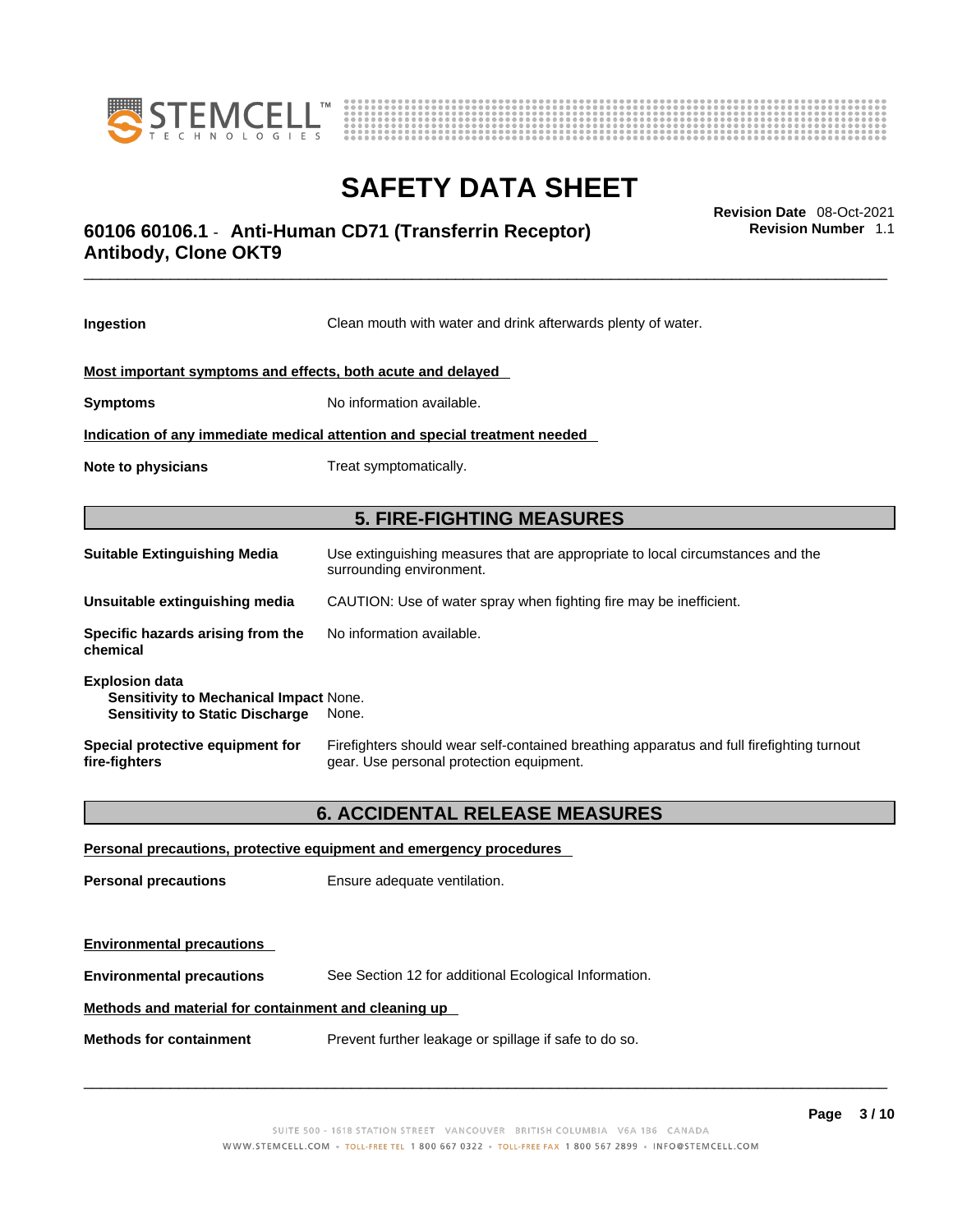| | |
|---|---|
| **Ingestion** | Clean mouth with water and drink afterwards plenty of water. |

**Most important symptoms and effects, both acute and delayed**

| | |
|---|---|
| **Symptoms** | No information available. |

**Indication of any immediate medical attention and special treatment needed**

| | |
|---|---|
| **Note to physicians** | Treat symptomatically. |

## 5. FIRE-FIGHTING MEASURES

| | |
|---|---|
| **Suitable Extinguishing Media** | Use extinguishing measures that are appropriate to local circumstances and the surrounding environment. |
| **Unsuitable extinguishing media** | CAUTION: Use of water spray when fighting fire may be inefficient. |
| **Specific hazards arising from the chemical** | No information available. |

**Explosion data**
**Sensitivity to Mechanical Impact** None.
**Sensitivity to Static Discharge** None.

| | |
|---|---|
| **Special protective equipment for fire-fighters** | Firefighters should wear self-contained breathing apparatus and full firefighting turnout gear. Use personal protection equipment. |

## 6. ACCIDENTAL RELEASE MEASURES

**Personal precautions, protective equipment and emergency procedures**

| | |
|---|---|
| **Personal precautions** | Ensure adequate ventilation. |

**Environmental precautions**

| | |
|---|---|
| **Environmental precautions** | See Section 12 for additional Ecological Information. |

**Methods and material for containment and cleaning up**

| | |
|---|---|
| **Methods for containment** | Prevent further leakage or spillage if safe to do so. |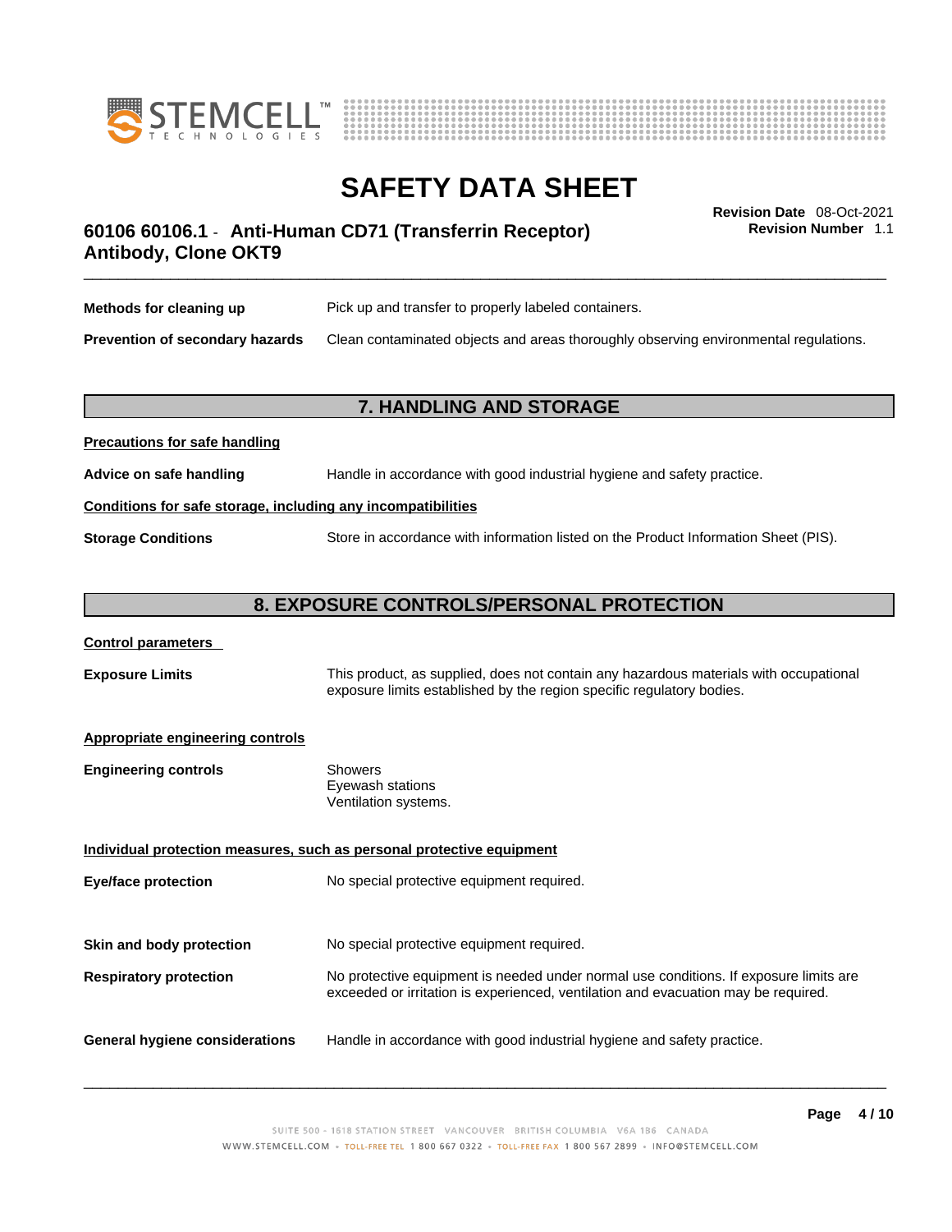**Methods for cleaning up** Pick up and transfer to properly labeled containers.

**Prevention of secondary hazards** Clean contaminated objects and areas thoroughly observing environmental regulations.

## 7. HANDLING AND STORAGE

**Precautions for safe handling**

**Advice on safe handling** Handle in accordance with good industrial hygiene and safety practice.

**Conditions for safe storage, including any incompatibilities**

**Storage Conditions** Store in accordance with information listed on the Product Information Sheet (PIS).

## 8. EXPOSURE CONTROLS/PERSONAL PROTECTION

**Control parameters**

**Exposure Limits** This product, as supplied, does not contain any hazardous materials with occupational exposure limits established by the region specific regulatory bodies.

**Appropriate engineering controls**

**Engineering controls**
Showers
Eyewash stations
Ventilation systems.

**Individual protection measures, such as personal protective equipment**

**Eye/face protection** No special protective equipment required.

**Skin and body protection** No special protective equipment required.

**Respiratory protection** No protective equipment is needed under normal use conditions. If exposure limits are exceeded or irritation is experienced, ventilation and evacuation may be required.

**General hygiene considerations** Handle in accordance with good industrial hygiene and safety practice.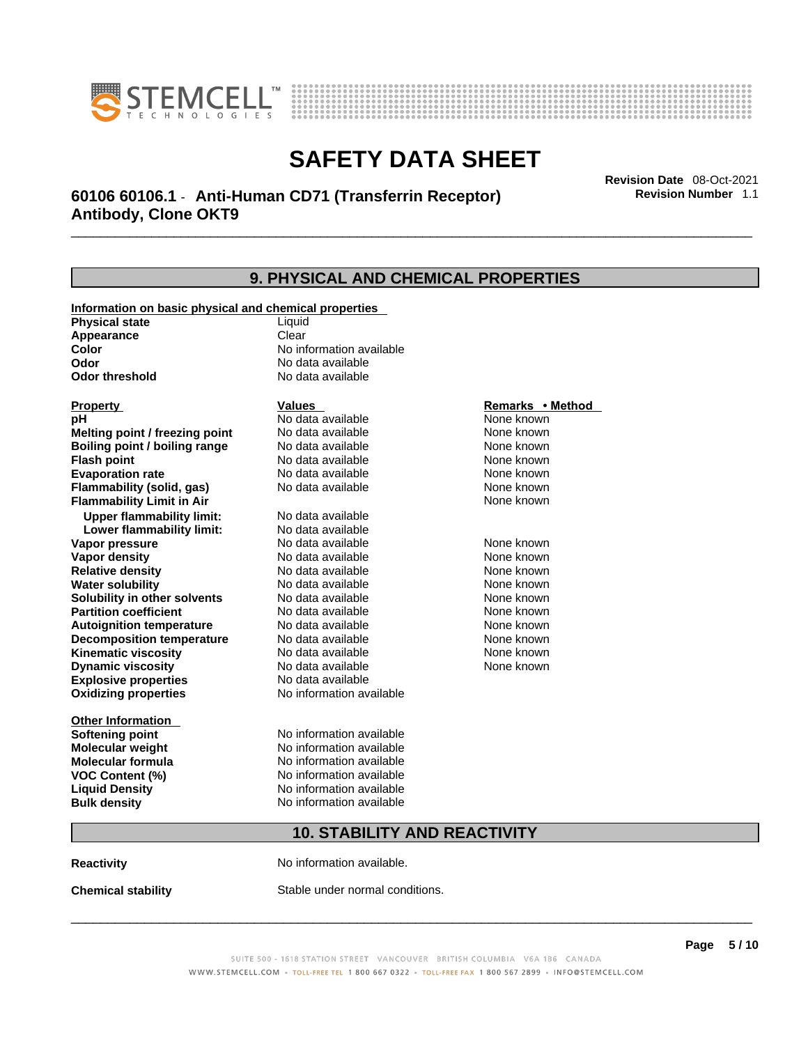# SAFETY DATA SHEET

## 60106 60106.1 - Anti-Human CD71 (Transferrin Receptor) Antibody, Clone OKT9

**Revision Date** 08-Oct-2021
**Revision Number** 1.1

## 9. PHYSICAL AND CHEMICAL PROPERTIES

**Information on basic physical and chemical properties**

| | |
|---|---|
| **Physical state** | Liquid |
| **Appearance** | Clear |
| **Color** | No information available |
| **Odor** | No data available |
| **Odor threshold** | No data available |

| Property | Values | Remarks • Method |
|---|---|---|
| **pH** | No data available | None known |
| **Melting point / freezing point** | No data available | None known |
| **Boiling point / boiling range** | No data available | None known |
| **Flash point** | No data available | None known |
| **Evaporation rate** | No data available | None known |
| **Flammability (solid, gas)** | No data available | None known |
| **Flammability Limit in Air** | | None known |
| **Upper flammability limit:** | No data available | |
| **Lower flammability limit:** | No data available | |
| **Vapor pressure** | No data available | None known |
| **Vapor density** | No data available | None known |
| **Relative density** | No data available | None known |
| **Water solubility** | No data available | None known |
| **Solubility in other solvents** | No data available | None known |
| **Partition coefficient** | No data available | None known |
| **Autoignition temperature** | No data available | None known |
| **Decomposition temperature** | No data available | None known |
| **Kinematic viscosity** | No data available | None known |
| **Dynamic viscosity** | No data available | None known |
| **Explosive properties** | No data available | |
| **Oxidizing properties** | No information available | |

**Other Information**

| | |
|---|---|
| **Softening point** | No information available |
| **Molecular weight** | No information available |
| **Molecular formula** | No information available |
| **VOC Content (%)** | No information available |
| **Liquid Density** | No information available |
| **Bulk density** | No information available |

## 10. STABILITY AND REACTIVITY

**Reactivity** No information available.

**Chemical stability** Stable under normal conditions.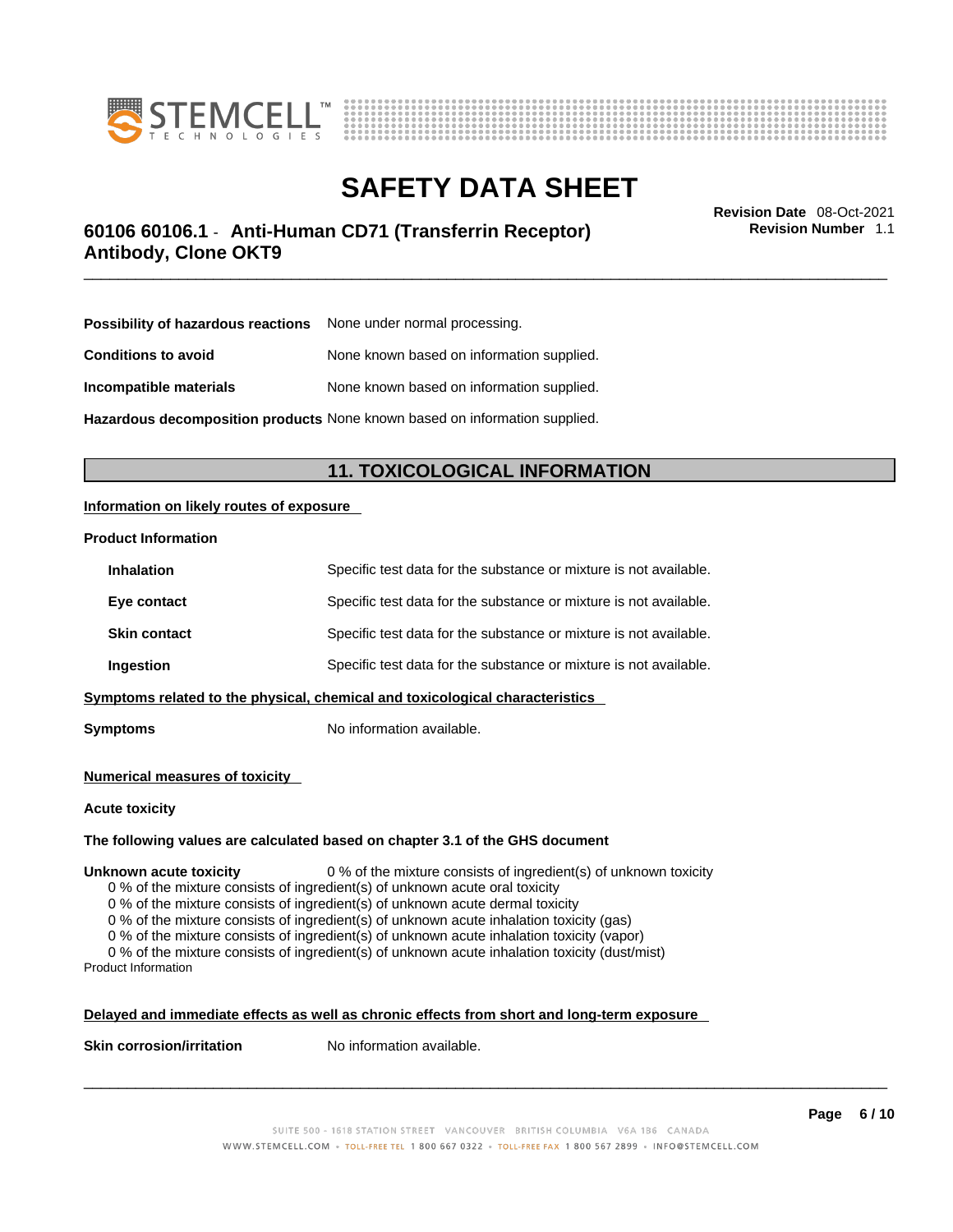| | |
|---|---|
| **Possibility of hazardous reactions** | None under normal processing. |
| **Conditions to avoid** | None known based on information supplied. |
| **Incompatible materials** | None known based on information supplied. |
| **Hazardous decomposition products** | None known based on information supplied. |

## 11. TOXICOLOGICAL INFORMATION

**Information on likely routes of exposure**

**Product Information**

| | |
|---|---|
| **Inhalation** | Specific test data for the substance or mixture is not available. |
| **Eye contact** | Specific test data for the substance or mixture is not available. |
| **Skin contact** | Specific test data for the substance or mixture is not available. |
| **Ingestion** | Specific test data for the substance or mixture is not available. |

**Symptoms related to the physical, chemical and toxicological characteristics**

**Symptoms** No information available.

**Numerical measures of toxicity**

**Acute toxicity**

**The following values are calculated based on chapter 3.1 of the GHS document**

**Unknown acute toxicity** 0 % of the mixture consists of ingredient(s) of unknown toxicity

0 % of the mixture consists of ingredient(s) of unknown acute oral toxicity
0 % of the mixture consists of ingredient(s) of unknown acute dermal toxicity
0 % of the mixture consists of ingredient(s) of unknown acute inhalation toxicity (gas)
0 % of the mixture consists of ingredient(s) of unknown acute inhalation toxicity (vapor)
0 % of the mixture consists of ingredient(s) of unknown acute inhalation toxicity (dust/mist)

Product Information

**Delayed and immediate effects as well as chronic effects from short and long-term exposure**

**Skin corrosion/irritation** No information available.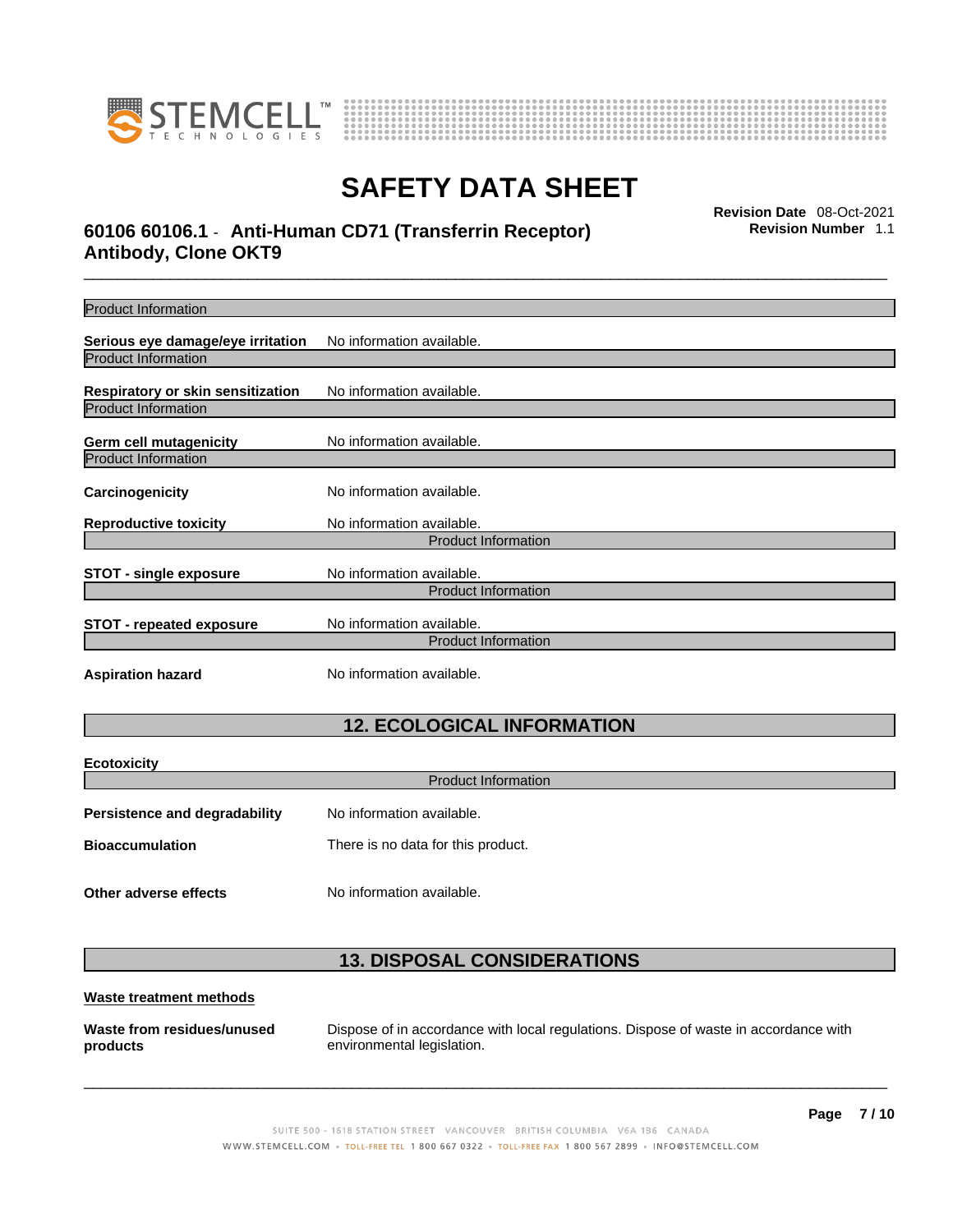Product Information

**Serious eye damage/eye irritation** No information available.

Product Information

**Respiratory or skin sensitization** No information available.

Product Information

**Germ cell mutagenicity** No information available.

Product Information

**Carcinogenicity** No information available.

**Reproductive toxicity** No information available.

Product Information

**STOT - single exposure** No information available.

Product Information

**STOT - repeated exposure** No information available.

Product Information

**Aspiration hazard** No information available.

## 12. ECOLOGICAL INFORMATION

**Ecotoxicity**

Product Information

**Persistence and degradability** No information available.

**Bioaccumulation** There is no data for this product.

**Other adverse effects** No information available.

## 13. DISPOSAL CONSIDERATIONS

**Waste treatment methods**

**Waste from residues/unused products** Dispose of in accordance with local regulations. Dispose of waste in accordance with environmental legislation.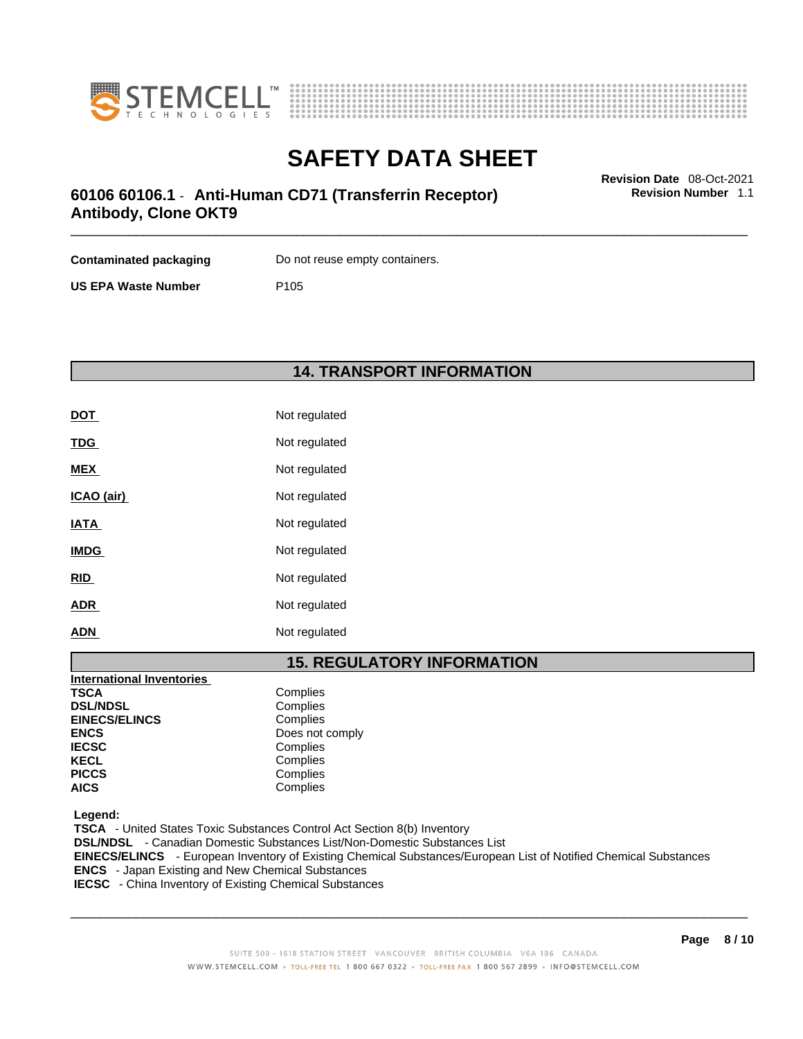| | |
|---|---|
| **Contaminated packaging** | Do not reuse empty containers. |
| **US EPA Waste Number** | P105 |

## 14. TRANSPORT INFORMATION

| | |
|---|---|
| **DOT** | Not regulated |
| **TDG** | Not regulated |
| **MEX** | Not regulated |
| **ICAO (air)** | Not regulated |
| **IATA** | Not regulated |
| **IMDG** | Not regulated |
| **RID** | Not regulated |
| **ADR** | Not regulated |
| **ADN** | Not regulated |

## 15. REGULATORY INFORMATION

| International Inventories | |
|---|---|
| **TSCA** | Complies |
| **DSL/NDSL** | Complies |
| **EINECS/ELINCS** | Complies |
| **ENCS** | Does not comply |
| **IECSC** | Complies |
| **KECL** | Complies |
| **PICCS** | Complies |
| **AICS** | Complies |

**Legend:**
**TSCA** - United States Toxic Substances Control Act Section 8(b) Inventory
**DSL/NDSL** - Canadian Domestic Substances List/Non-Domestic Substances List
**EINECS/ELINCS** - European Inventory of Existing Chemical Substances/European List of Notified Chemical Substances
**ENCS** - Japan Existing and New Chemical Substances
**IECSC** - China Inventory of Existing Chemical Substances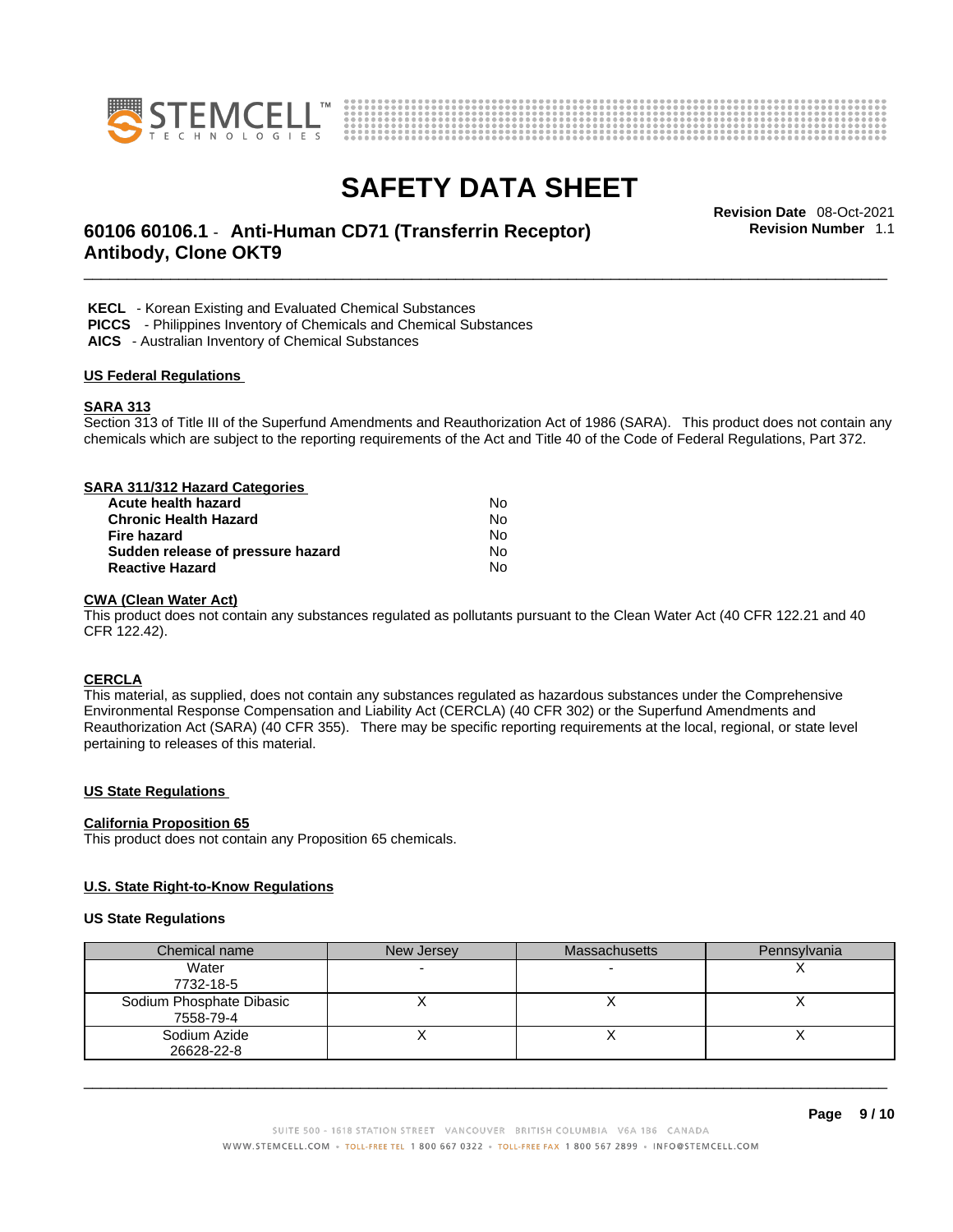**KECL** - Korean Existing and Evaluated Chemical Substances
**PICCS** - Philippines Inventory of Chemicals and Chemical Substances
**AICS** - Australian Inventory of Chemical Substances

## US Federal Regulations

### SARA 313

Section 313 of Title III of the Superfund Amendments and Reauthorization Act of 1986 (SARA). This product does not contain any chemicals which are subject to the reporting requirements of the Act and Title 40 of the Code of Federal Regulations, Part 372.

### SARA 311/312 Hazard Categories

| | |
|---|---|
| **Acute health hazard** | No |
| **Chronic Health Hazard** | No |
| **Fire hazard** | No |
| **Sudden release of pressure hazard** | No |
| **Reactive Hazard** | No |

### CWA (Clean Water Act)

This product does not contain any substances regulated as pollutants pursuant to the Clean Water Act (40 CFR 122.21 and 40 CFR 122.42).

### CERCLA

This material, as supplied, does not contain any substances regulated as hazardous substances under the Comprehensive Environmental Response Compensation and Liability Act (CERCLA) (40 CFR 302) or the Superfund Amendments and Reauthorization Act (SARA) (40 CFR 355). There may be specific reporting requirements at the local, regional, or state level pertaining to releases of this material.

## US State Regulations

### California Proposition 65

This product does not contain any Proposition 65 chemicals.

### U.S. State Right-to-Know Regulations

**US State Regulations**

| Chemical name | New Jersey | Massachusetts | Pennsylvania |
|---|---|---|---|
| Water<br>7732-18-5 | - | - | X |
| Sodium Phosphate Dibasic<br>7558-79-4 | X | X | X |
| Sodium Azide<br>26628-22-8 | X | X | X |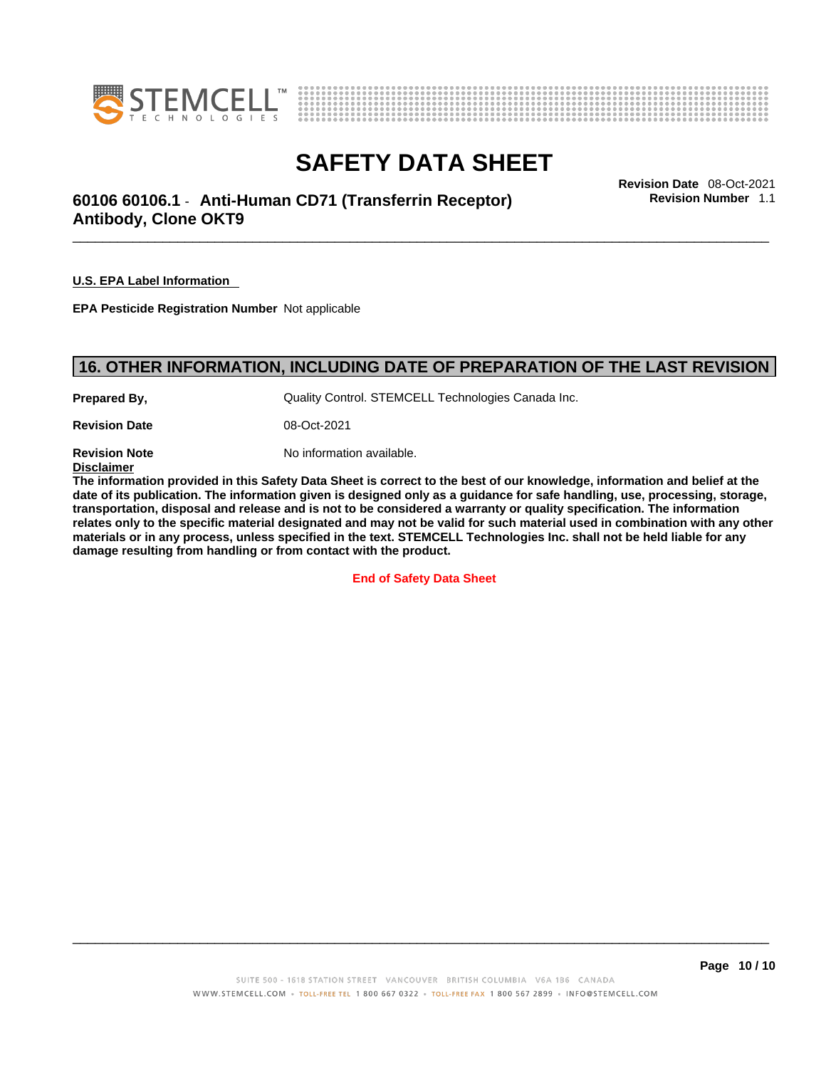**U.S. EPA Label Information**

**EPA Pesticide Registration Number** Not applicable

## 16. OTHER INFORMATION, INCLUDING DATE OF PREPARATION OF THE LAST REVISION

**Prepared By,** Quality Control. STEMCELL Technologies Canada Inc.

**Revision Date** 08-Oct-2021

**Revision Note** No information available.

**Disclaimer**

**The information provided in this Safety Data Sheet is correct to the best of our knowledge, information and belief at the date of its publication. The information given is designed only as a guidance for safe handling, use, processing, storage, transportation, disposal and release and is not to be considered a warranty or quality specification. The information relates only to the specific material designated and may not be valid for such material used in combination with any other materials or in any process, unless specified in the text. STEMCELL Technologies Inc. shall not be held liable for any damage resulting from handling or from contact with the product.**

**End of Safety Data Sheet**